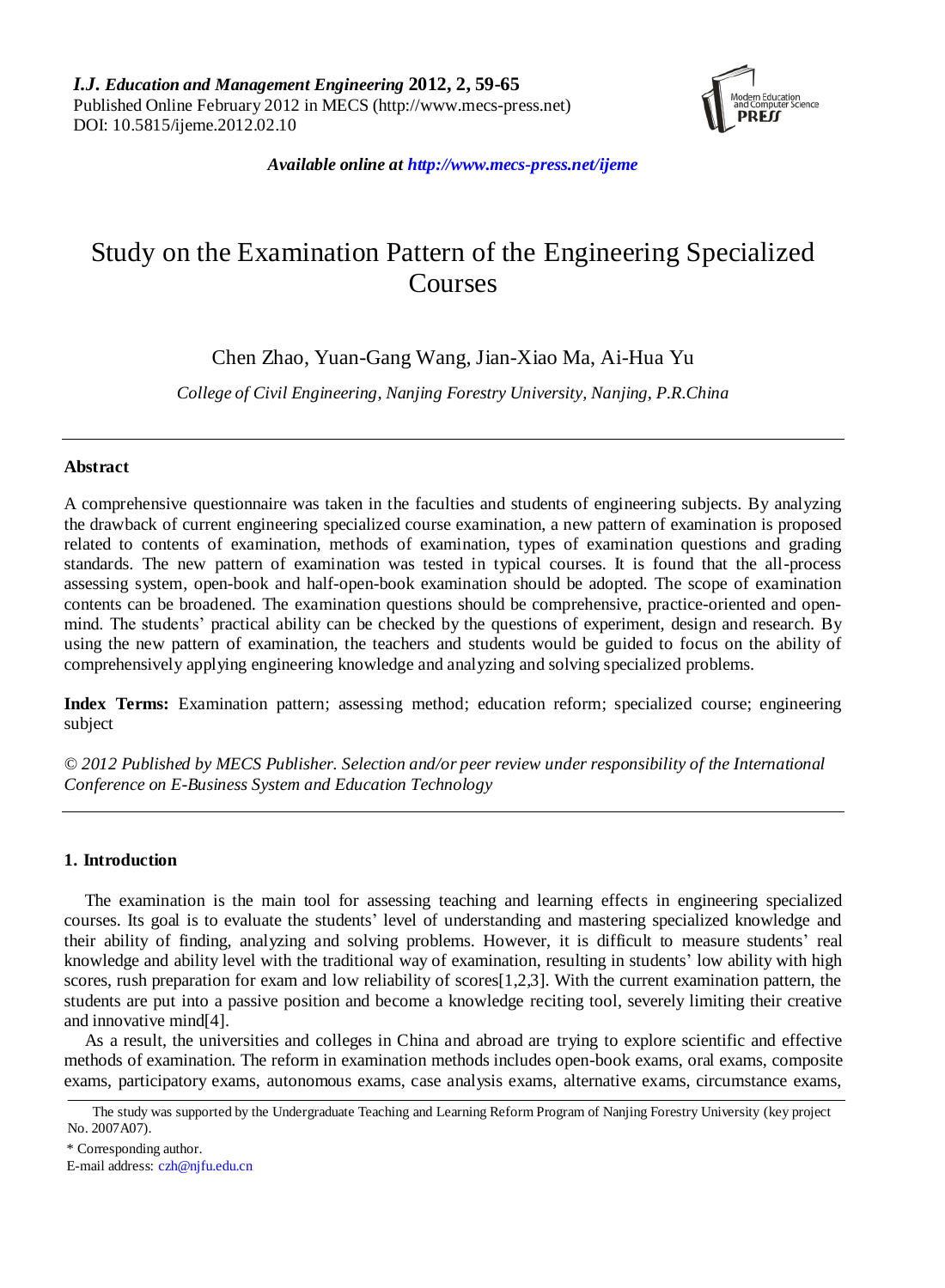# Study on the Examination Pattern of the Engineering Specialized Courses

Chen Zhao, Yuan-Gang Wang, Jian-Xiao Ma, Ai-Hua Yu

*College of Civil Engineering, Nanjing Forestry University, Nanjing, P.R.China*

---

## Abstract

A comprehensive questionnaire was taken in the faculties and students of engineering subjects. By analyzing the drawback of current engineering specialized course examination, a new pattern of examination is proposed related to contents of examination, methods of examination, types of examination questions and grading standards. The new pattern of examination was tested in typical courses. It is found that the all-process assessing system, open-book and half-open-book examination should be adopted. The scope of examination contents can be broadened. The examination questions should be comprehensive, practice-oriented and open-mind. The students' practical ability can be checked by the questions of experiment, design and research. By using the new pattern of examination, the teachers and students would be guided to focus on the ability of comprehensively applying engineering knowledge and analyzing and solving specialized problems.

**Index Terms:** Examination pattern; assessing method; education reform; specialized course; engineering subject

*© 2012 Published by MECS Publisher. Selection and/or peer review under responsibility of the International Conference on E-Business System and Education Technology*

---

## 1. Introduction

The examination is the main tool for assessing teaching and learning effects in engineering specialized courses. Its goal is to evaluate the students' level of understanding and mastering specialized knowledge and their ability of finding, analyzing and solving problems. However, it is difficult to measure students' real knowledge and ability level with the traditional way of examination, resulting in students' low ability with high scores, rush preparation for exam and low reliability of scores[1,2,3]. With the current examination pattern, the students are put into a passive position and become a knowledge reciting tool, severely limiting their creative and innovative mind[4].

As a result, the universities and colleges in China and abroad are trying to explore scientific and effective methods of examination. The reform in examination methods includes open-book exams, oral exams, composite exams, participatory exams, autonomous exams, case analysis exams, alternative exams, circumstance exams,

---

The study was supported by the Undergraduate Teaching and Learning Reform Program of Nanjing Forestry University (key project No. 2007A07).

\* Corresponding author.

E-mail address: czh@njfu.edu.cn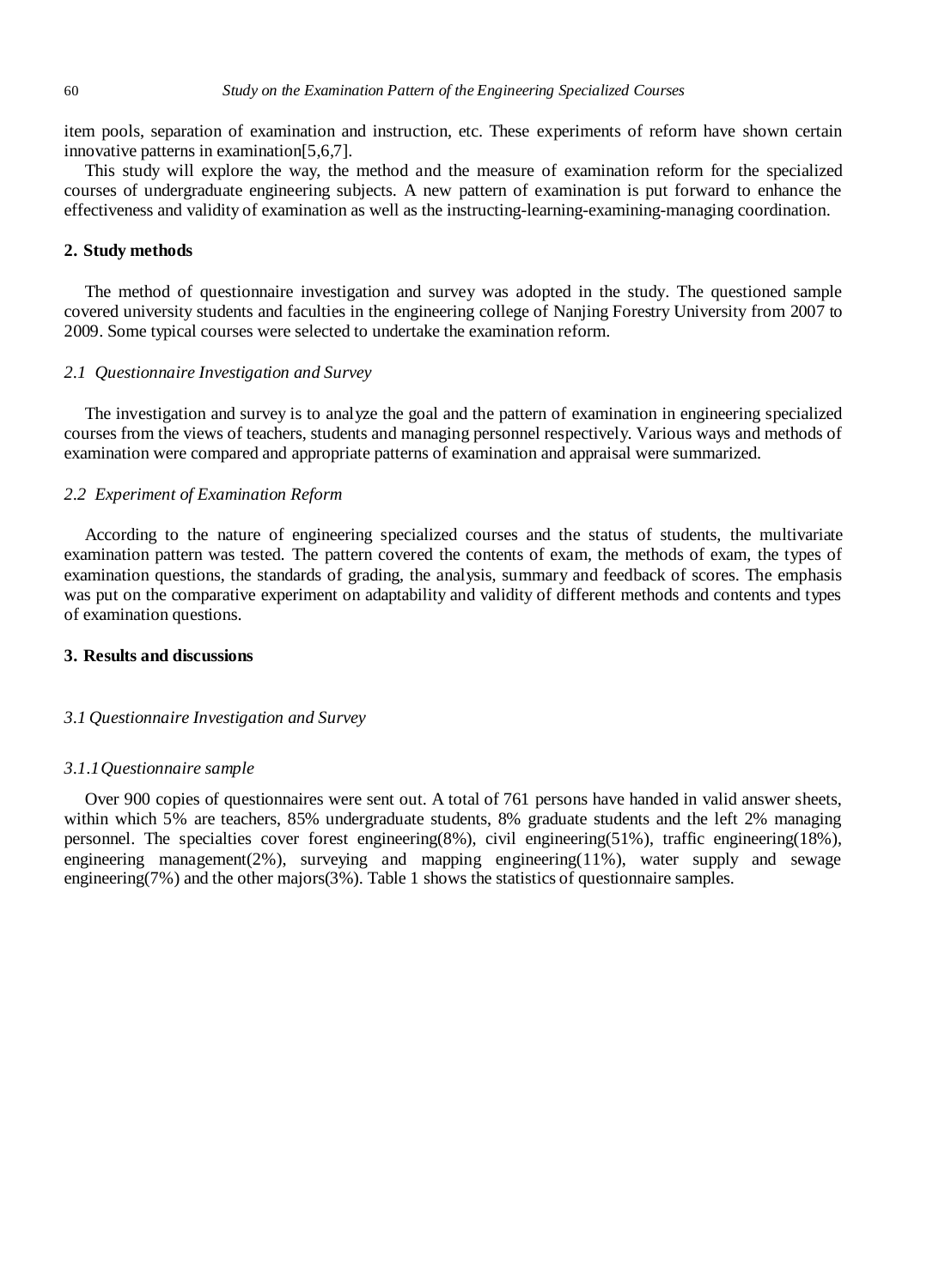item pools, separation of examination and instruction, etc. These experiments of reform have shown certain innovative patterns in examination[5,6,7].

This study will explore the way, the method and the measure of examination reform for the specialized courses of undergraduate engineering subjects. A new pattern of examination is put forward to enhance the effectiveness and validity of examination as well as the instructing-learning-examining-managing coordination.

## 2. Study methods

The method of questionnaire investigation and survey was adopted in the study. The questioned sample covered university students and faculties in the engineering college of Nanjing Forestry University from 2007 to 2009. Some typical courses were selected to undertake the examination reform.

### *2.1 Questionnaire Investigation and Survey*

The investigation and survey is to analyze the goal and the pattern of examination in engineering specialized courses from the views of teachers, students and managing personnel respectively. Various ways and methods of examination were compared and appropriate patterns of examination and appraisal were summarized.

### *2.2 Experiment of Examination Reform*

According to the nature of engineering specialized courses and the status of students, the multivariate examination pattern was tested. The pattern covered the contents of exam, the methods of exam, the types of examination questions, the standards of grading, the analysis, summary and feedback of scores. The emphasis was put on the comparative experiment on adaptability and validity of different methods and contents and types of examination questions.

## 3. Results and discussions

### *3.1 Questionnaire Investigation and Survey*

#### *3.1.1 Questionnaire sample*

Over 900 copies of questionnaires were sent out. A total of 761 persons have handed in valid answer sheets, within which 5% are teachers, 85% undergraduate students, 8% graduate students and the left 2% managing personnel. The specialties cover forest engineering(8%), civil engineering(51%), traffic engineering(18%), engineering management(2%), surveying and mapping engineering(11%), water supply and sewage engineering(7%) and the other majors(3%). Table 1 shows the statistics of questionnaire samples.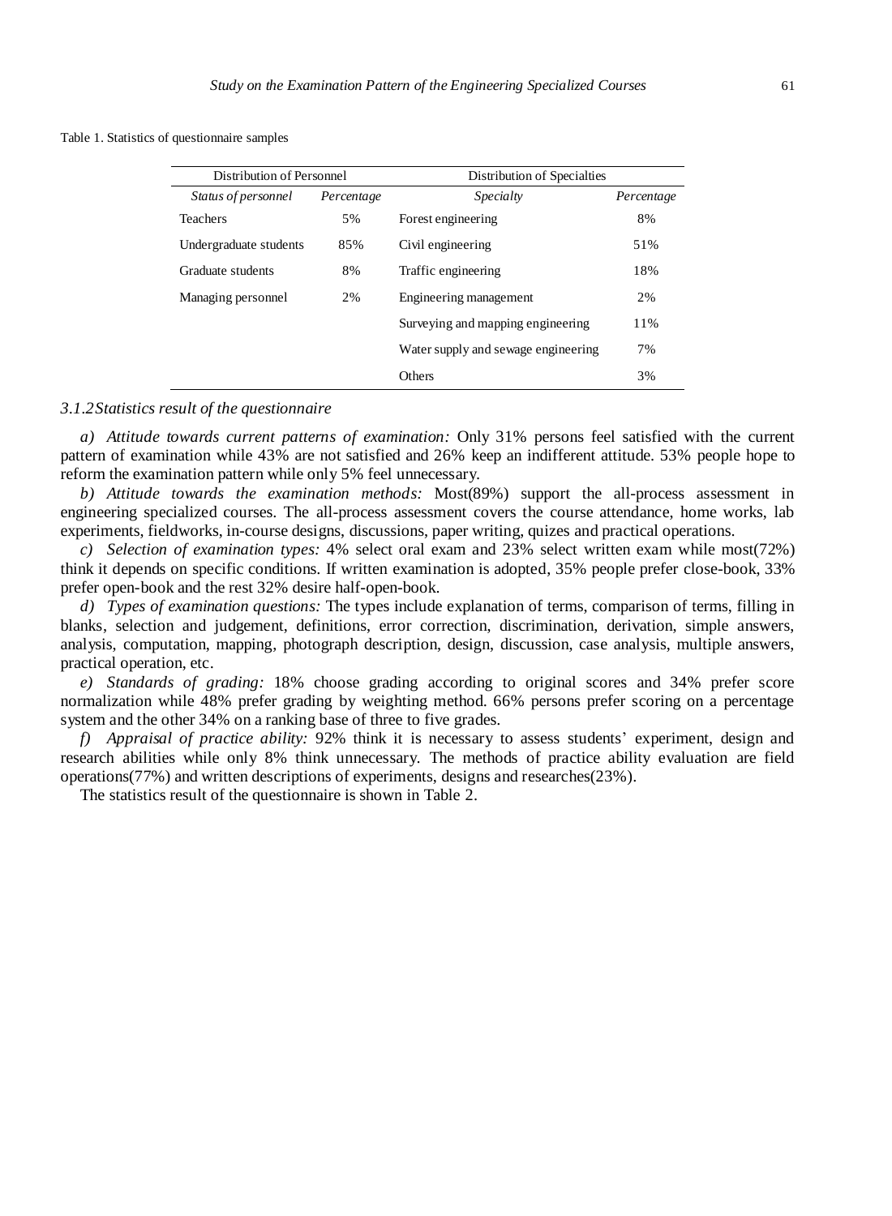Table 1. Statistics of questionnaire samples

| Distribution of Personnel | | Distribution of Specialties | |
|---|---|---|---|
| *Status of personnel* | *Percentage* | *Specialty* | *Percentage* |
| Teachers | 5% | Forest engineering | 8% |
| Undergraduate students | 85% | Civil engineering | 51% |
| Graduate students | 8% | Traffic engineering | 18% |
| Managing personnel | 2% | Engineering management | 2% |
| | | Surveying and mapping engineering | 11% |
| | | Water supply and sewage engineering | 7% |
| | | Others | 3% |

### *3.1.2 Statistics result of the questionnaire*

*a) Attitude towards current patterns of examination:* Only 31% persons feel satisfied with the current pattern of examination while 43% are not satisfied and 26% keep an indifferent attitude. 53% people hope to reform the examination pattern while only 5% feel unnecessary.

*b) Attitude towards the examination methods:* Most(89%) support the all-process assessment in engineering specialized courses. The all-process assessment covers the course attendance, home works, lab experiments, fieldworks, in-course designs, discussions, paper writing, quizes and practical operations.

*c) Selection of examination types:* 4% select oral exam and 23% select written exam while most(72%) think it depends on specific conditions. If written examination is adopted, 35% people prefer close-book, 33% prefer open-book and the rest 32% desire half-open-book.

*d) Types of examination questions:* The types include explanation of terms, comparison of terms, filling in blanks, selection and judgement, definitions, error correction, discrimination, derivation, simple answers, analysis, computation, mapping, photograph description, design, discussion, case analysis, multiple answers, practical operation, etc.

*e) Standards of grading:* 18% choose grading according to original scores and 34% prefer score normalization while 48% prefer grading by weighting method. 66% persons prefer scoring on a percentage system and the other 34% on a ranking base of three to five grades.

*f) Appraisal of practice ability:* 92% think it is necessary to assess students' experiment, design and research abilities while only 8% think unnecessary. The methods of practice ability evaluation are field operations(77%) and written descriptions of experiments, designs and researches(23%).

The statistics result of the questionnaire is shown in Table 2.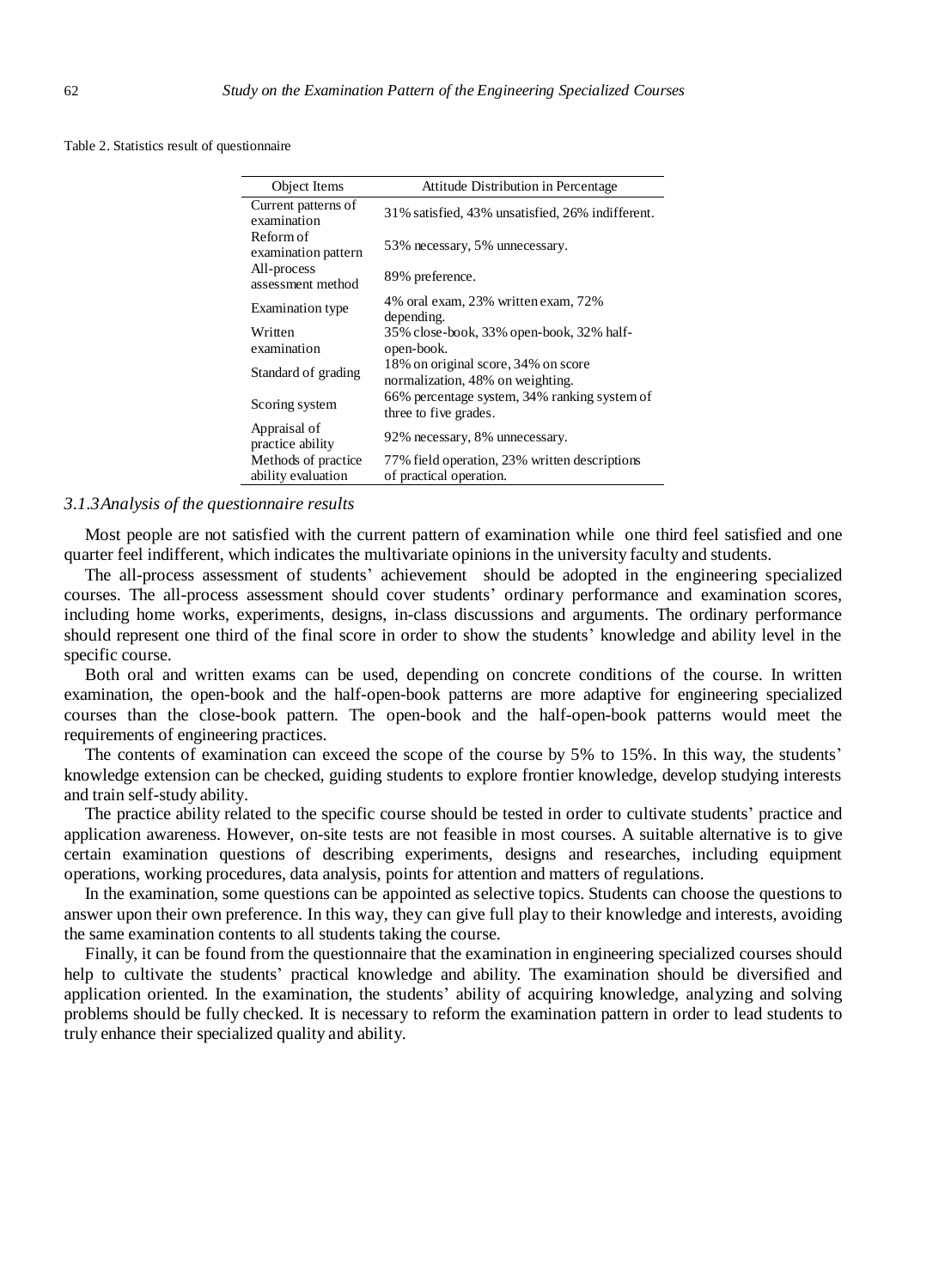Table 2. Statistics result of questionnaire

| Object Items | Attitude Distribution in Percentage |
|---|---|
| Current patterns of examination | 31% satisfied, 43% unsatisfied, 26% indifferent. |
| Reform of examination pattern | 53% necessary, 5% unnecessary. |
| All-process assessment method | 89% preference. |
| Examination type | 4% oral exam, 23% written exam, 72% depending. |
| Written examination | 35% close-book, 33% open-book, 32% half-open-book. |
| Standard of grading | 18% on original score, 34% on score normalization, 48% on weighting. |
| Scoring system | 66% percentage system, 34% ranking system of three to five grades. |
| Appraisal of practice ability | 92% necessary, 8% unnecessary. |
| Methods of practice ability evaluation | 77% field operation, 23% written descriptions of practical operation. |

### *3.1.3 Analysis of the questionnaire results*

Most people are not satisfied with the current pattern of examination while one third feel satisfied and one quarter feel indifferent, which indicates the multivariate opinions in the university faculty and students.

The all-process assessment of students' achievement should be adopted in the engineering specialized courses. The all-process assessment should cover students' ordinary performance and examination scores, including home works, experiments, designs, in-class discussions and arguments. The ordinary performance should represent one third of the final score in order to show the students' knowledge and ability level in the specific course.

Both oral and written exams can be used, depending on concrete conditions of the course. In written examination, the open-book and the half-open-book patterns are more adaptive for engineering specialized courses than the close-book pattern. The open-book and the half-open-book patterns would meet the requirements of engineering practices.

The contents of examination can exceed the scope of the course by 5% to 15%. In this way, the students' knowledge extension can be checked, guiding students to explore frontier knowledge, develop studying interests and train self-study ability.

The practice ability related to the specific course should be tested in order to cultivate students' practice and application awareness. However, on-site tests are not feasible in most courses. A suitable alternative is to give certain examination questions of describing experiments, designs and researches, including equipment operations, working procedures, data analysis, points for attention and matters of regulations.

In the examination, some questions can be appointed as selective topics. Students can choose the questions to answer upon their own preference. In this way, they can give full play to their knowledge and interests, avoiding the same examination contents to all students taking the course.

Finally, it can be found from the questionnaire that the examination in engineering specialized courses should help to cultivate the students' practical knowledge and ability. The examination should be diversified and application oriented. In the examination, the students' ability of acquiring knowledge, analyzing and solving problems should be fully checked. It is necessary to reform the examination pattern in order to lead students to truly enhance their specialized quality and ability.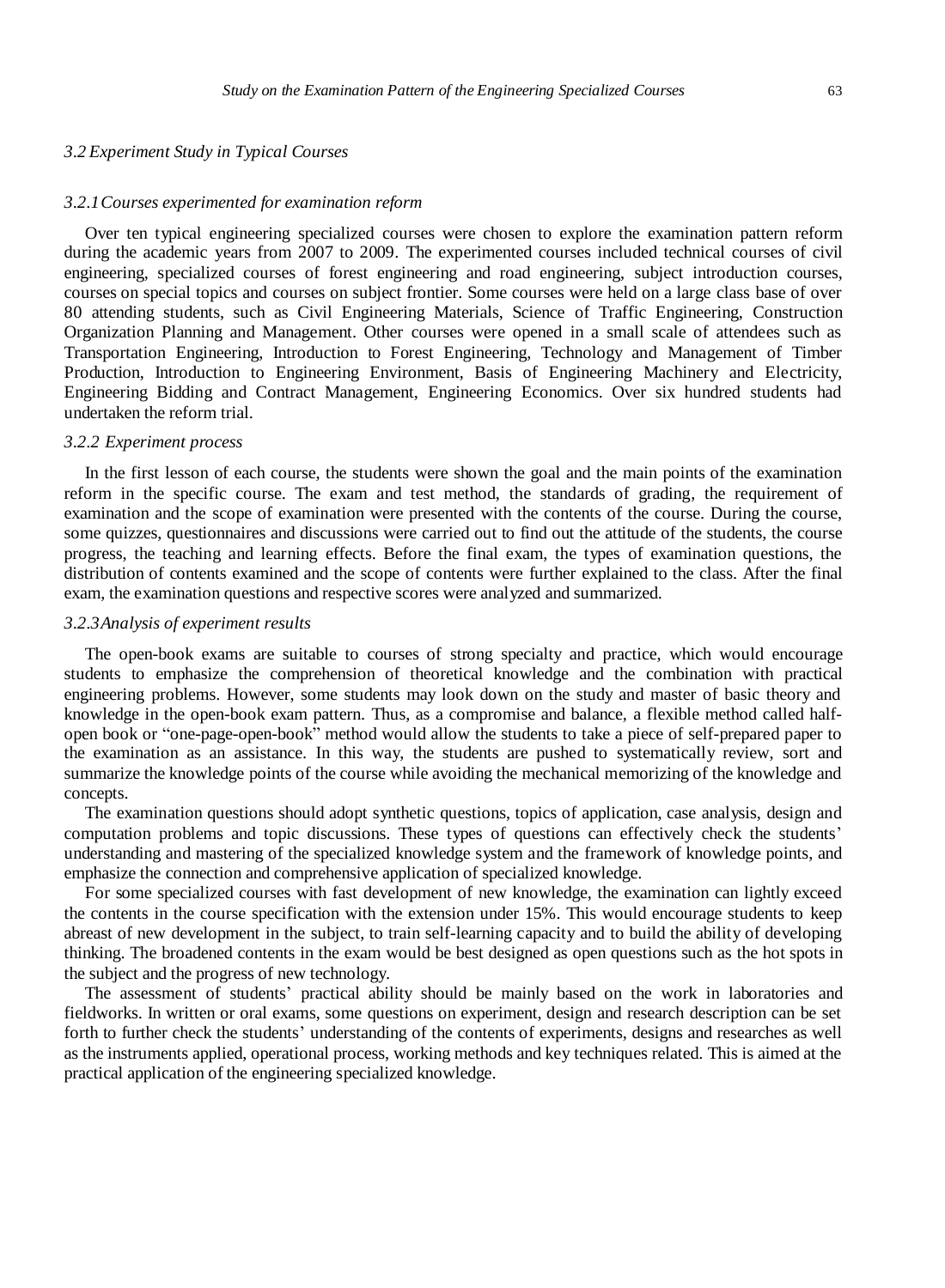### *3.2 Experiment Study in Typical Courses*

#### *3.2.1 Courses experimented for examination reform*

Over ten typical engineering specialized courses were chosen to explore the examination pattern reform during the academic years from 2007 to 2009. The experimented courses included technical courses of civil engineering, specialized courses of forest engineering and road engineering, subject introduction courses, courses on special topics and courses on subject frontier. Some courses were held on a large class base of over 80 attending students, such as Civil Engineering Materials, Science of Traffic Engineering, Construction Organization Planning and Management. Other courses were opened in a small scale of attendees such as Transportation Engineering, Introduction to Forest Engineering, Technology and Management of Timber Production, Introduction to Engineering Environment, Basis of Engineering Machinery and Electricity, Engineering Bidding and Contract Management, Engineering Economics. Over six hundred students had undertaken the reform trial.

#### *3.2.2 Experiment process*

In the first lesson of each course, the students were shown the goal and the main points of the examination reform in the specific course. The exam and test method, the standards of grading, the requirement of examination and the scope of examination were presented with the contents of the course. During the course, some quizzes, questionnaires and discussions were carried out to find out the attitude of the students, the course progress, the teaching and learning effects. Before the final exam, the types of examination questions, the distribution of contents examined and the scope of contents were further explained to the class. After the final exam, the examination questions and respective scores were analyzed and summarized.

#### *3.2.3 Analysis of experiment results*

The open-book exams are suitable to courses of strong specialty and practice, which would encourage students to emphasize the comprehension of theoretical knowledge and the combination with practical engineering problems. However, some students may look down on the study and master of basic theory and knowledge in the open-book exam pattern. Thus, as a compromise and balance, a flexible method called half-open book or "one-page-open-book" method would allow the students to take a piece of self-prepared paper to the examination as an assistance. In this way, the students are pushed to systematically review, sort and summarize the knowledge points of the course while avoiding the mechanical memorizing of the knowledge and concepts.

The examination questions should adopt synthetic questions, topics of application, case analysis, design and computation problems and topic discussions. These types of questions can effectively check the students' understanding and mastering of the specialized knowledge system and the framework of knowledge points, and emphasize the connection and comprehensive application of specialized knowledge.

For some specialized courses with fast development of new knowledge, the examination can lightly exceed the contents in the course specification with the extension under 15%. This would encourage students to keep abreast of new development in the subject, to train self-learning capacity and to build the ability of developing thinking. The broadened contents in the exam would be best designed as open questions such as the hot spots in the subject and the progress of new technology.

The assessment of students' practical ability should be mainly based on the work in laboratories and fieldworks. In written or oral exams, some questions on experiment, design and research description can be set forth to further check the students' understanding of the contents of experiments, designs and researches as well as the instruments applied, operational process, working methods and key techniques related. This is aimed at the practical application of the engineering specialized knowledge.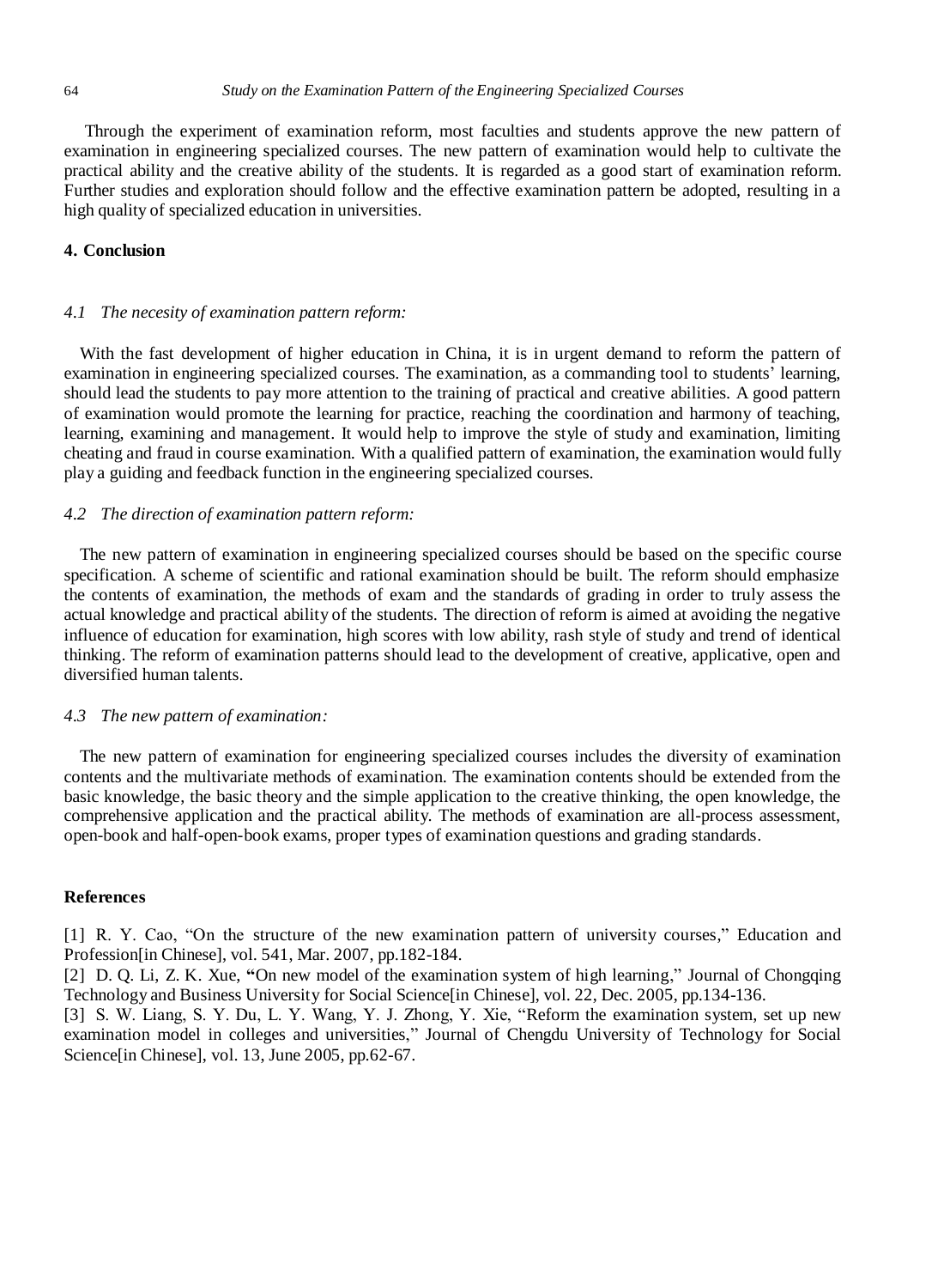Through the experiment of examination reform, most faculties and students approve the new pattern of examination in engineering specialized courses. The new pattern of examination would help to cultivate the practical ability and the creative ability of the students. It is regarded as a good start of examination reform. Further studies and exploration should follow and the effective examination pattern be adopted, resulting in a high quality of specialized education in universities.

## 4. Conclusion

### *4.1 The necesity of examination pattern reform:*

With the fast development of higher education in China, it is in urgent demand to reform the pattern of examination in engineering specialized courses. The examination, as a commanding tool to students' learning, should lead the students to pay more attention to the training of practical and creative abilities. A good pattern of examination would promote the learning for practice, reaching the coordination and harmony of teaching, learning, examining and management. It would help to improve the style of study and examination, limiting cheating and fraud in course examination. With a qualified pattern of examination, the examination would fully play a guiding and feedback function in the engineering specialized courses.

### *4.2 The direction of examination pattern reform:*

The new pattern of examination in engineering specialized courses should be based on the specific course specification. A scheme of scientific and rational examination should be built. The reform should emphasize the contents of examination, the methods of exam and the standards of grading in order to truly assess the actual knowledge and practical ability of the students. The direction of reform is aimed at avoiding the negative influence of education for examination, high scores with low ability, rash style of study and trend of identical thinking. The reform of examination patterns should lead to the development of creative, applicative, open and diversified human talents.

### *4.3 The new pattern of examination:*

The new pattern of examination for engineering specialized courses includes the diversity of examination contents and the multivariate methods of examination. The examination contents should be extended from the basic knowledge, the basic theory and the simple application to the creative thinking, the open knowledge, the comprehensive application and the practical ability. The methods of examination are all-process assessment, open-book and half-open-book exams, proper types of examination questions and grading standards.

## References

[1] R. Y. Cao, "On the structure of the new examination pattern of university courses," Education and Profession[in Chinese], vol. 541, Mar. 2007, pp.182-184.

[2] D. Q. Li, Z. K. Xue, "On new model of the examination system of high learning," Journal of Chongqing Technology and Business University for Social Science[in Chinese], vol. 22, Dec. 2005, pp.134-136.

[3] S. W. Liang, S. Y. Du, L. Y. Wang, Y. J. Zhong, Y. Xie, "Reform the examination system, set up new examination model in colleges and universities," Journal of Chengdu University of Technology for Social Science[in Chinese], vol. 13, June 2005, pp.62-67.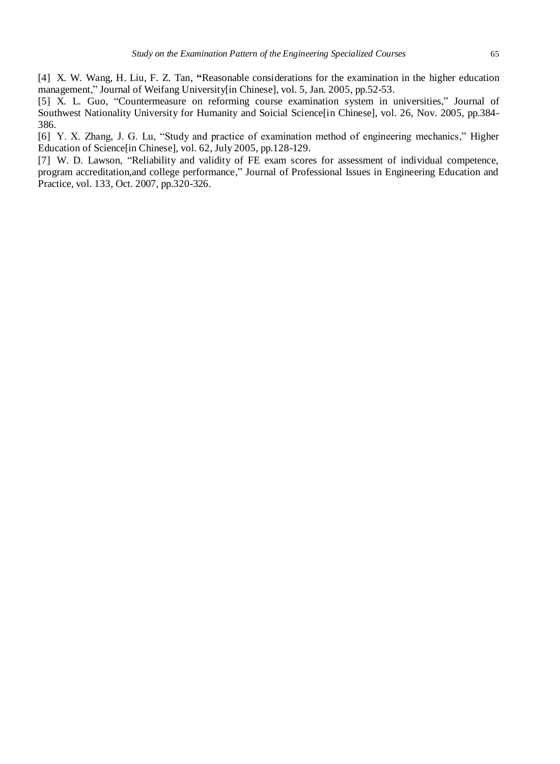[4] X. W. Wang, H. Liu, F. Z. Tan, "Reasonable considerations for the examination in the higher education management," Journal of Weifang University[in Chinese], vol. 5, Jan. 2005, pp.52-53.

[5] X. L. Guo, "Countermeasure on reforming course examination system in universities," Journal of Southwest Nationality University for Humanity and Soicial Science[in Chinese], vol. 26, Nov. 2005, pp.384-386.

[6] Y. X. Zhang, J. G. Lu, "Study and practice of examination method of engineering mechanics," Higher Education of Science[in Chinese], vol. 62, July 2005, pp.128-129.

[7] W. D. Lawson, "Reliability and validity of FE exam scores for assessment of individual competence, program accreditation,and college performance," Journal of Professional Issues in Engineering Education and Practice, vol. 133, Oct. 2007, pp.320-326.